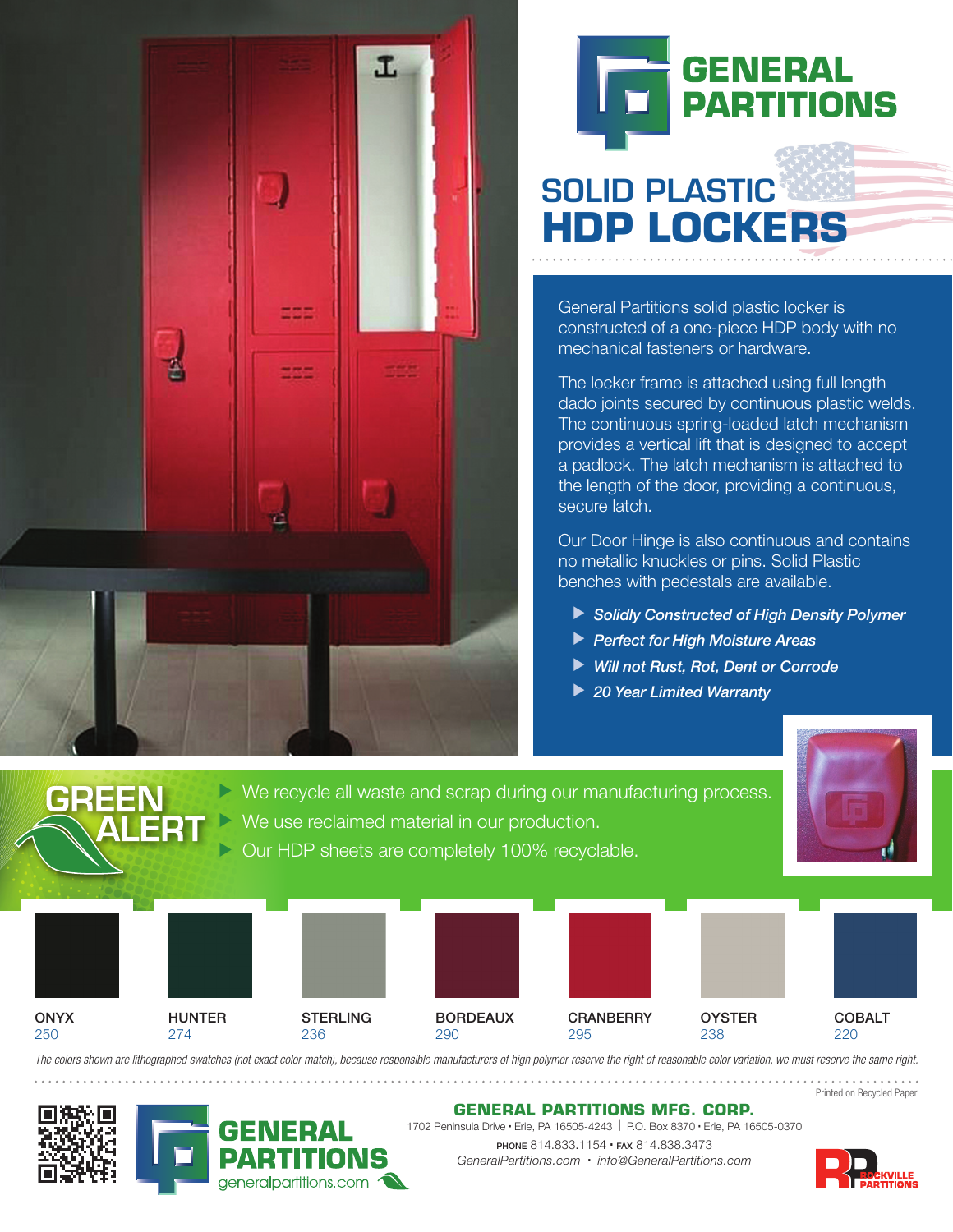# GENERAL PARTITIONS

## SOLID PLASTIC HDP LOCKERS

General Partitions solid plastic locker is constructed of a one-piece HDP body with no mechanical fasteners or hardware.

The locker frame is attached using full length dado joints secured by continuous plastic welds. The continuous spring-loaded latch mechanism provides a vertical lift that is designed to accept a padlock. The latch mechanism is attached to the length of the door, providing a continuous, secure latch.

Our Door Hinge is also continuous and contains no metallic knuckles or pins. Solid Plastic benches with pedestals are available.

- *Solidly Constructed of High Density Polymer*
- *Perfect for High Moisture Areas*
- *Will not Rust, Rot, Dent or Corrode*
- *20 Year Limited Warranty*

## GREEN ALERT

- We recycle all waste and scrap during our manufacturing process.
- We use reclaimed material in our production.
- Our HDP sheets are completely 100% recyclable.

| ONYX | HUNTER | STERLING | BORDEAUX | CRANBERRY | OYSTER | COBALT |
|---|---|---|---|---|---|---|
| 250 | 274 | 236 | 290 | 295 | 238 | 220 |

*The colors shown are lithographed swatches (not exact color match), because responsible manufacturers of high polymer reserve the right of reasonable color variation, we must reserve the same right.*

Printed on Recycled Paper

GENERAL PARTITIONS
generalpartitions.com

**GENERAL PARTITIONS MFG. CORP.**
1702 Peninsula Drive • Erie, PA 16505-4243 | P.O. Box 8370 • Erie, PA 16505-0370
PHONE 814.833.1154 • FAX 814.838.3473
*GeneralPartitions.com • info@GeneralPartitions.com*

ROCKVILLE PARTITIONS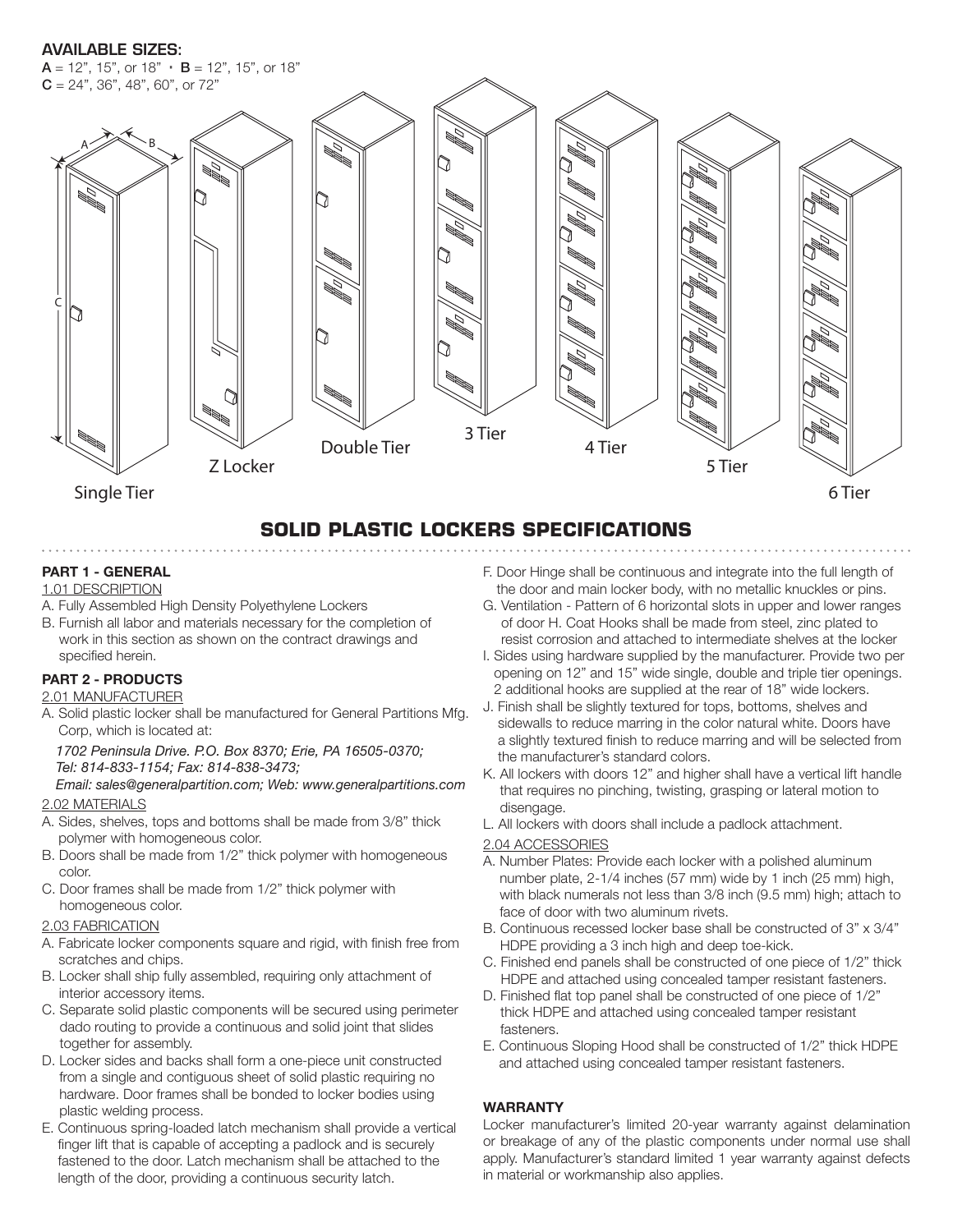**AVAILABLE SIZES:**

**A** = 12", 15", or 18" • **B** = 12", 15", or 18"
**C** = 24", 36", 48", 60", or 72"

A
B
C

Single Tier
Z Locker
Double Tier
3 Tier
4 Tier
5 Tier
6 Tier

## SOLID PLASTIC LOCKERS SPECIFICATIONS

### PART 1 - GENERAL

1.01 DESCRIPTION

A. Fully Assembled High Density Polyethylene Lockers
B. Furnish all labor and materials necessary for the completion of work in this section as shown on the contract drawings and specified herein.

### PART 2 - PRODUCTS

2.01 MANUFACTURER

A. Solid plastic locker shall be manufactured for General Partitions Mfg. Corp, which is located at:

*1702 Peninsula Drive. P.O. Box 8370; Erie, PA 16505-0370;*
*Tel: 814-833-1154; Fax: 814-838-3473;*
*Email: sales@generalpartition.com; Web: www.generalpartitions.com*

2.02 MATERIALS

A. Sides, shelves, tops and bottoms shall be made from 3/8" thick polymer with homogeneous color.
B. Doors shall be made from 1/2" thick polymer with homogeneous color.
C. Door frames shall be made from 1/2" thick polymer with homogeneous color.

2.03 FABRICATION

A. Fabricate locker components square and rigid, with finish free from scratches and chips.
B. Locker shall ship fully assembled, requiring only attachment of interior accessory items.
C. Separate solid plastic components will be secured using perimeter dado routing to provide a continuous and solid joint that slides together for assembly.
D. Locker sides and backs shall form a one-piece unit constructed from a single and contiguous sheet of solid plastic requiring no hardware. Door frames shall be bonded to locker bodies using plastic welding process.
E. Continuous spring-loaded latch mechanism shall provide a vertical finger lift that is capable of accepting a padlock and is securely fastened to the door. Latch mechanism shall be attached to the length of the door, providing a continuous security latch.
F. Door Hinge shall be continuous and integrate into the full length of the door and main locker body, with no metallic knuckles or pins.
G. Ventilation - Pattern of 6 horizontal slots in upper and lower ranges of door H. Coat Hooks shall be made from steel, zinc plated to resist corrosion and attached to intermediate shelves at the locker
I. Sides using hardware supplied by the manufacturer. Provide two per opening on 12" and 15" wide single, double and triple tier openings. 2 additional hooks are supplied at the rear of 18" wide lockers.
J. Finish shall be slightly textured for tops, bottoms, shelves and sidewalls to reduce marring in the color natural white. Doors have a slightly textured finish to reduce marring and will be selected from the manufacturer's standard colors.
K. All lockers with doors 12" and higher shall have a vertical lift handle that requires no pinching, twisting, grasping or lateral motion to disengage.
L. All lockers with doors shall include a padlock attachment.

2.04 ACCESSORIES

A. Number Plates: Provide each locker with a polished aluminum number plate, 2-1/4 inches (57 mm) wide by 1 inch (25 mm) high, with black numerals not less than 3/8 inch (9.5 mm) high; attach to face of door with two aluminum rivets.
B. Continuous recessed locker base shall be constructed of 3" x 3/4" HDPE providing a 3 inch high and deep toe-kick.
C. Finished end panels shall be constructed of one piece of 1/2" thick HDPE and attached using concealed tamper resistant fasteners.
D. Finished flat top panel shall be constructed of one piece of 1/2" thick HDPE and attached using concealed tamper resistant fasteners.
E. Continuous Sloping Hood shall be constructed of 1/2" thick HDPE and attached using concealed tamper resistant fasteners.

### WARRANTY

Locker manufacturer's limited 20-year warranty against delamination or breakage of any of the plastic components under normal use shall apply. Manufacturer's standard limited 1 year warranty against defects in material or workmanship also applies.